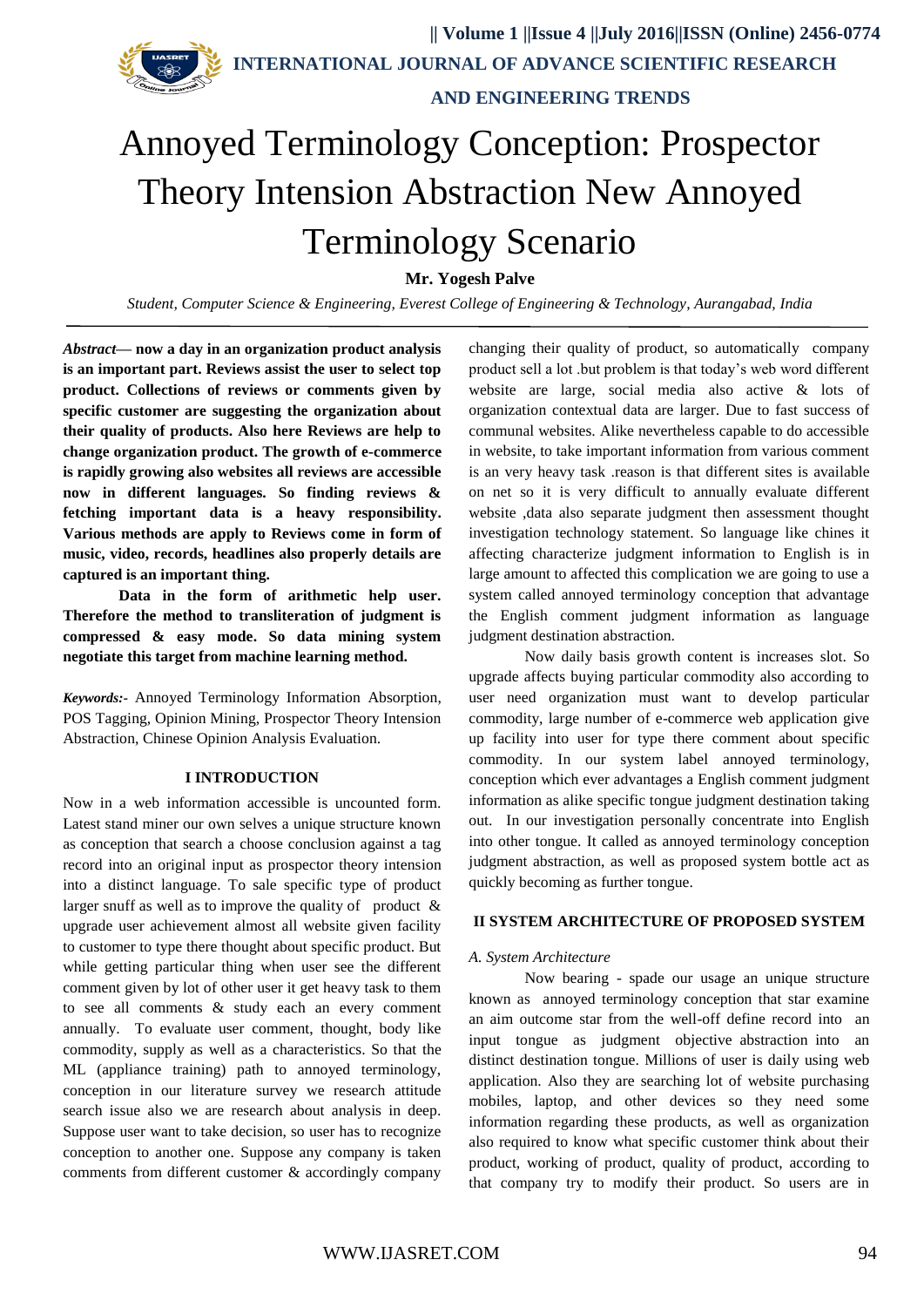# Annoyed Terminology Conception: Prospector Theory Intension Abstraction New Annoyed Terminology Scenario

**Mr. Yogesh Palve**

*Student, Computer Science & Engineering, Everest College of Engineering & Technology, Aurangabad, India*

***Abstract*— now a day in an organization product analysis is an important part. Reviews assist the user to select top product. Collections of reviews or comments given by specific customer are suggesting the organization about their quality of products. Also here Reviews are help to change organization product. The growth of e-commerce is rapidly growing also websites all reviews are accessible now in different languages. So finding reviews & fetching important data is a heavy responsibility. Various methods are apply to Reviews come in form of music, video, records, headlines also properly details are captured is an important thing.**

**Data in the form of arithmetic help user. Therefore the method to transliteration of judgment is compressed & easy mode. So data mining system negotiate this target from machine learning method.**

***Keywords:-*** Annoyed Terminology Information Absorption, POS Tagging, Opinion Mining, Prospector Theory Intension Abstraction, Chinese Opinion Analysis Evaluation.

## I INTRODUCTION

Now in a web information accessible is uncounted form. Latest stand miner our own selves a unique structure known as conception that search a choose conclusion against a tag record into an original input as prospector theory intension into a distinct language. To sale specific type of product larger snuff as well as to improve the quality of product & upgrade user achievement almost all website given facility to customer to type there thought about specific product. But while getting particular thing when user see the different comment given by lot of other user it get heavy task to them to see all comments & study each an every comment annually. To evaluate user comment, thought, body like commodity, supply as well as a characteristics. So that the ML (appliance training) path to annoyed terminology, conception in our literature survey we research attitude search issue also we are research about analysis in deep. Suppose user want to take decision, so user has to recognize conception to another one. Suppose any company is taken comments from different customer & accordingly company changing their quality of product, so automatically company product sell a lot .but problem is that today's web word different website are large, social media also active & lots of organization contextual data are larger. Due to fast success of communal websites. Alike nevertheless capable to do accessible in website, to take important information from various comment is an very heavy task .reason is that different sites is available on net so it is very difficult to annually evaluate different website ,data also separate judgment then assessment thought investigation technology statement. So language like chines it affecting characterize judgment information to English is in large amount to affected this complication we are going to use a system called annoyed terminology conception that advantage the English comment judgment information as language judgment destination abstraction.

Now daily basis growth content is increases slot. So upgrade affects buying particular commodity also according to user need organization must want to develop particular commodity, large number of e-commerce web application give up facility into user for type there comment about specific commodity. In our system label annoyed terminology, conception which ever advantages a English comment judgment information as alike specific tongue judgment destination taking out. In our investigation personally concentrate into English into other tongue. It called as annoyed terminology conception judgment abstraction, as well as proposed system bottle act as quickly becoming as further tongue.

## II SYSTEM ARCHITECTURE OF PROPOSED SYSTEM

### *A. System Architecture*

Now bearing - spade our usage an unique structure known as annoyed terminology conception that star examine an aim outcome star from the well-off define record into an input tongue as judgment objective abstraction into an distinct destination tongue. Millions of user is daily using web application. Also they are searching lot of website purchasing mobiles, laptop, and other devices so they need some information regarding these products, as well as organization also required to know what specific customer think about their product, working of product, quality of product, according to that company try to modify their product. So users are in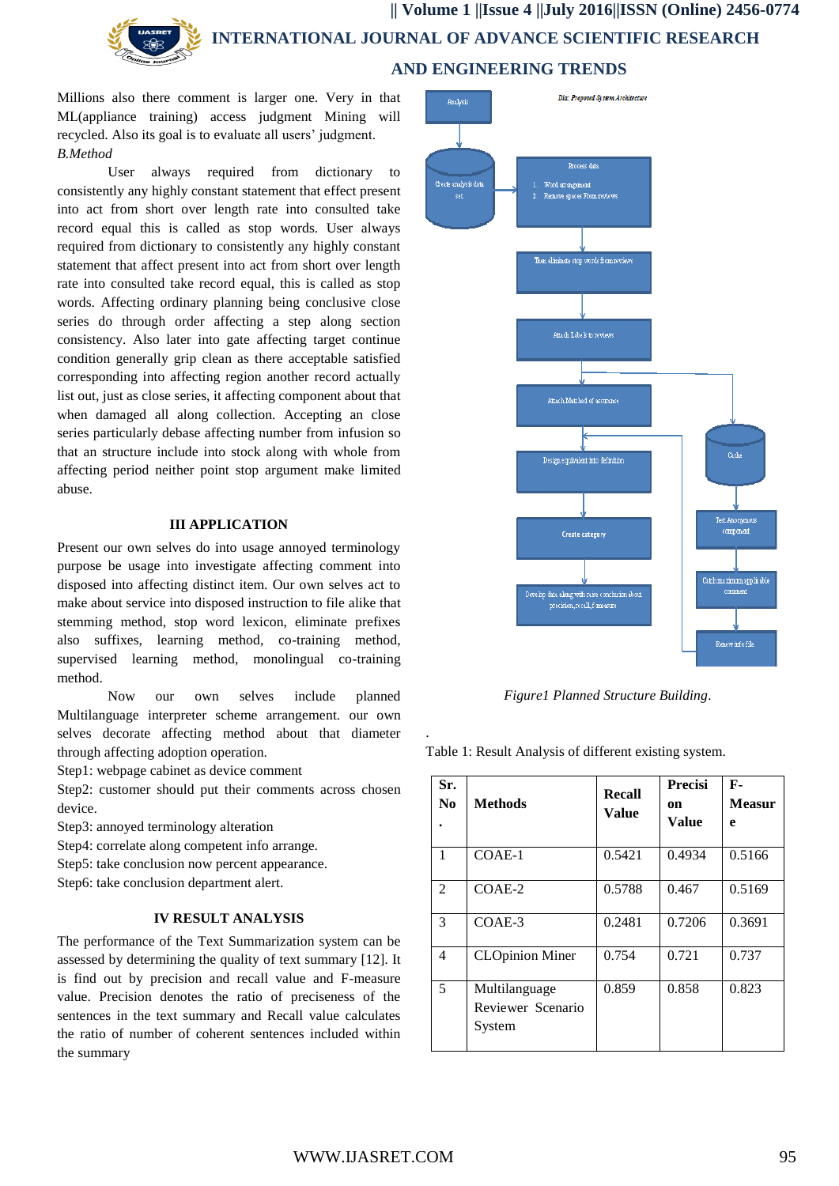Millions also there comment is larger one. Very in that ML(appliance training) access judgment Mining will recycled. Also its goal is to evaluate all users' judgment.

*B.Method*

User always required from dictionary to consistently any highly constant statement that effect present into act from short over length rate into consulted take record equal this is called as stop words. User always required from dictionary to consistently any highly constant statement that affect present into act from short over length rate into consulted take record equal, this is called as stop words. Affecting ordinary planning being conclusive close series do through order affecting a step along section consistency. Also later into gate affecting target continue condition generally grip clean as there acceptable satisfied corresponding into affecting region another record actually list out, just as close series, it affecting component about that when damaged all along collection. Accepting an close series particularly debase affecting number from infusion so that an structure include into stock along with whole from affecting period neither point stop argument make limited abuse.

## III APPLICATION

Present our own selves do into usage annoyed terminology purpose be usage into investigate affecting comment into disposed into affecting distinct item. Our own selves act to make about service into disposed instruction to file alike that stemming method, stop word lexicon, eliminate prefixes also suffixes, learning method, co-training method, supervised learning method, monolingual co-training method.

Now our own selves include planned Multilanguage interpreter scheme arrangement. our own selves decorate affecting method about that diameter through affecting adoption operation.

Step1: webpage cabinet as device comment

Step2: customer should put their comments across chosen device.

Step3: annoyed terminology alteration

Step4: correlate along competent info arrange.

Step5: take conclusion now percent appearance.

Step6: take conclusion department alert.

## IV RESULT ANALYSIS

The performance of the Text Summarization system can be assessed by determining the quality of text summary [12]. It is find out by precision and recall value and F-measure value. Precision denotes the ratio of preciseness of the sentences in the text summary and Recall value calculates the ratio of number of coherent sentences included within the summary

Dia: Proposed System Architecture

Analysis → Create analysis data set → Process data (1. Word arrangement 2. Remove spaces From reviews) → Then eliminate stop words from reviews → Attach Labels to reviews → Attach Method of assurance → Design equivalent into definition → Create category → Develop data along with raise conclusion about precision, recall, f-measure

Cache → Test Anonymous compound → Catch maximum applicable comment → Renew info file

*Figure1 Planned Structure Building*.

Table 1: Result Analysis of different existing system.

| Sr. No. | Methods | Recall Value | Precision Value | F-Measure |
|---|---|---|---|---|
| 1 | COAE-1 | 0.5421 | 0.4934 | 0.5166 |
| 2 | COAE-2 | 0.5788 | 0.467 | 0.5169 |
| 3 | COAE-3 | 0.2481 | 0.7206 | 0.3691 |
| 4 | CLOpinion Miner | 0.754 | 0.721 | 0.737 |
| 5 | Multilanguage Reviewer Scenario System | 0.859 | 0.858 | 0.823 |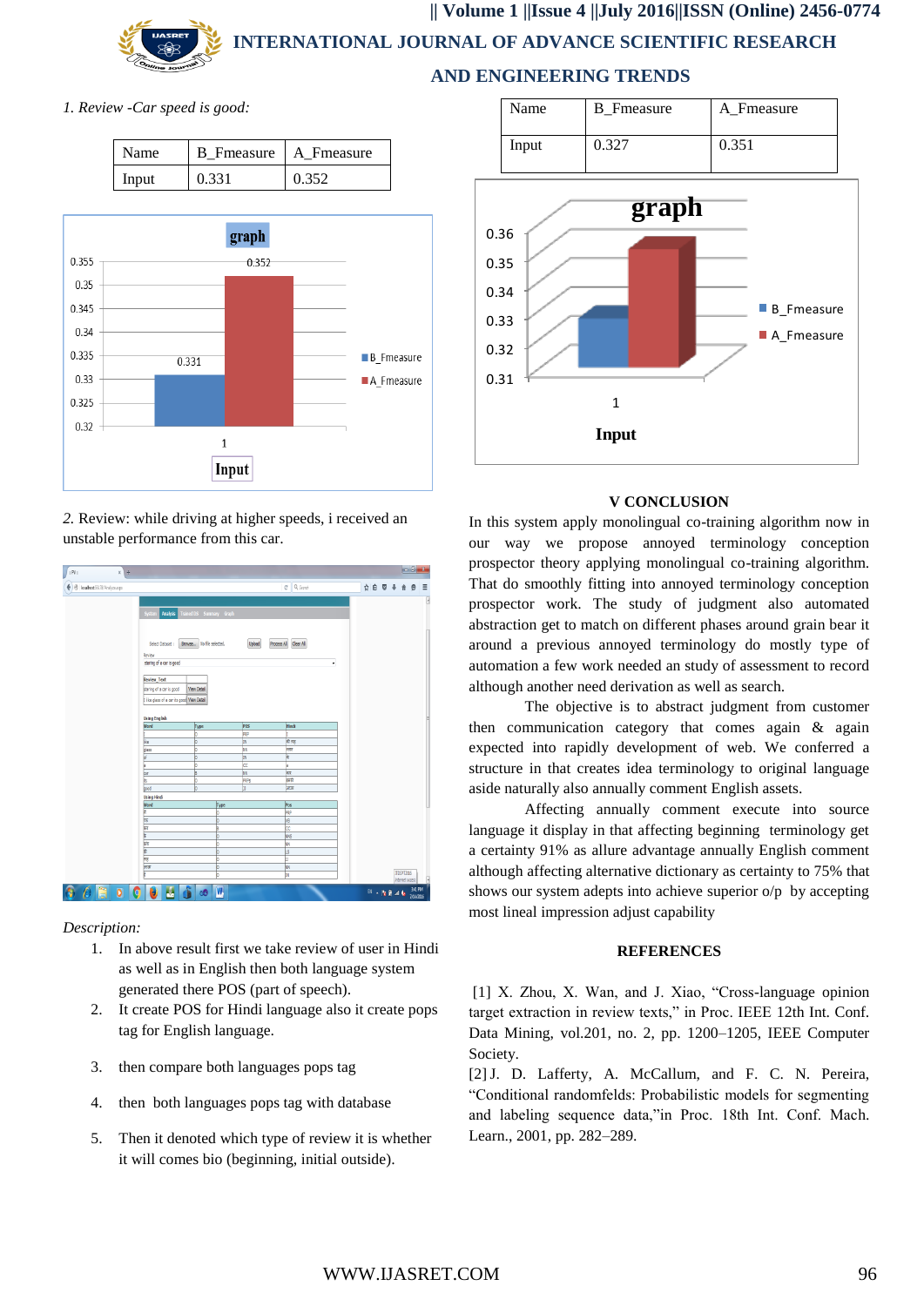*1. Review -Car speed is good:*

| Name | B_Fmeasure | A_Fmeasure |
|---|---|---|
| Input | 0.331 | 0.352 |

*2.* Review: while driving at higher speeds, i received an unstable performance from this car.

*Description:*

1. In above result first we take review of user in Hindi as well as in English then both language system generated there POS (part of speech).
2. It create POS for Hindi language also it create pops tag for English language.
3. then compare both languages pops tag
4. then both languages pops tag with database
5. Then it denoted which type of review it is whether it will comes bio (beginning, initial outside).

| Name | B_Fmeasure | A_Fmeasure |
|---|---|---|
| Input | 0.327 | 0.351 |

## V CONCLUSION

In this system apply monolingual co-training algorithm now in our way we propose annoyed terminology conception prospector theory applying monolingual co-training algorithm. That do smoothly fitting into annoyed terminology conception prospector work. The study of judgment also automated abstraction get to match on different phases around grain bear it around a previous annoyed terminology do mostly type of automation a few work needed an study of assessment to record although another need derivation as well as search.

The objective is to abstract judgment from customer then communication category that comes again & again expected into rapidly development of web. We conferred a structure in that creates idea terminology to original language aside naturally also annually comment English assets.

Affecting annually comment execute into source language it display in that affecting beginning terminology get a certainty 91% as allure advantage annually English comment although affecting alternative dictionary as certainty to 75% that shows our system adepts into achieve superior o/p by accepting most lineal impression adjust capability

## REFERENCES

[1] X. Zhou, X. Wan, and J. Xiao, "Cross-language opinion target extraction in review texts," in Proc. IEEE 12th Int. Conf. Data Mining, vol.201, no. 2, pp. 1200–1205, IEEE Computer Society.

[2] J. D. Lafferty, A. McCallum, and F. C. N. Pereira, "Conditional randomfelds: Probabilistic models for segmenting and labeling sequence data,"in Proc. 18th Int. Conf. Mach. Learn., 2001, pp. 282–289.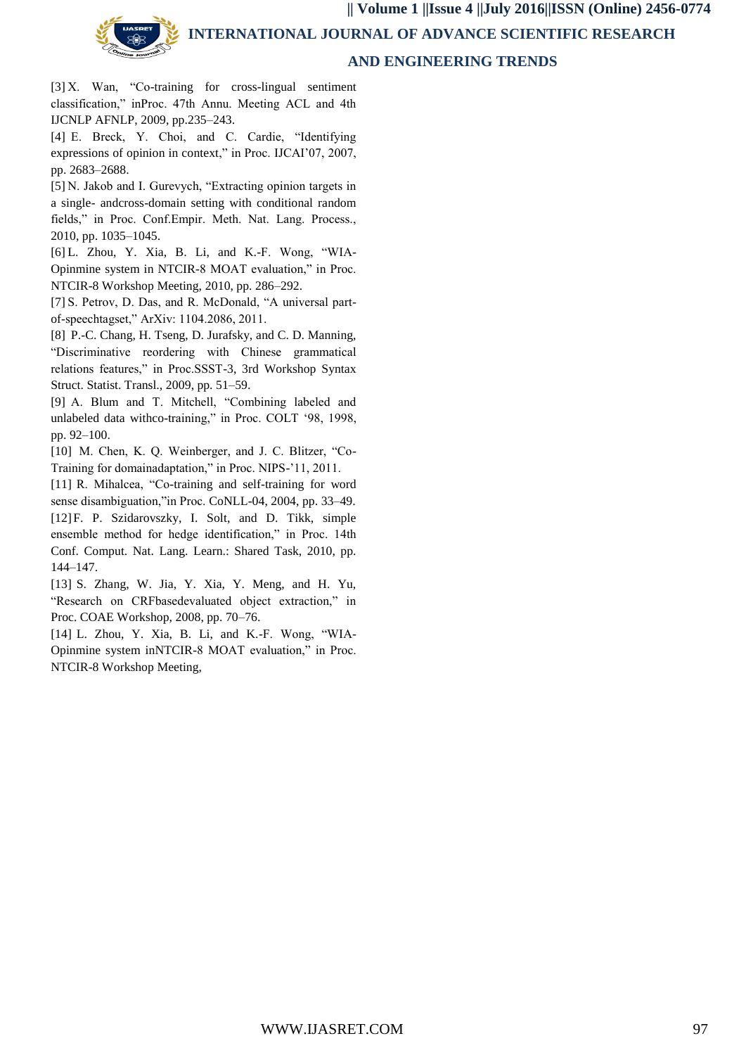[3] X. Wan, “Co-training for cross-lingual sentiment classification,” inProc. 47th Annu. Meeting ACL and 4th IJCNLP AFNLP, 2009, pp.235–243.

[4] E. Breck, Y. Choi, and C. Cardie, “Identifying expressions of opinion in context,” in Proc. IJCAI’07, 2007, pp. 2683–2688.

[5] N. Jakob and I. Gurevych, “Extracting opinion targets in a single- andcross-domain setting with conditional random fields,” in Proc. Conf.Empir. Meth. Nat. Lang. Process., 2010, pp. 1035–1045.

[6] L. Zhou, Y. Xia, B. Li, and K.-F. Wong, “WIA-Opinmine system in NTCIR-8 MOAT evaluation,” in Proc. NTCIR-8 Workshop Meeting, 2010, pp. 286–292.

[7] S. Petrov, D. Das, and R. McDonald, “A universal part-of-speechtagset,” ArXiv: 1104.2086, 2011.

[8] P.-C. Chang, H. Tseng, D. Jurafsky, and C. D. Manning, “Discriminative reordering with Chinese grammatical relations features,” in Proc.SSST-3, 3rd Workshop Syntax Struct. Statist. Transl., 2009, pp. 51–59.

[9] A. Blum and T. Mitchell, “Combining labeled and unlabeled data withco-training,” in Proc. COLT ‘98, 1998, pp. 92–100.

[10] M. Chen, K. Q. Weinberger, and J. C. Blitzer, “Co-Training for domainadaptation,” in Proc. NIPS-’11, 2011.

[11] R. Mihalcea, “Co-training and self-training for word sense disambiguation,”in Proc. CoNLL-04, 2004, pp. 33–49.

[12] F. P. Szidarovszky, I. Solt, and D. Tikk, simple ensemble method for hedge identification,” in Proc. 14th Conf. Comput. Nat. Lang. Learn.: Shared Task, 2010, pp. 144–147.

[13] S. Zhang, W. Jia, Y. Xia, Y. Meng, and H. Yu, “Research on CRFbasedevaluated object extraction,” in Proc. COAE Workshop, 2008, pp. 70–76.

[14] L. Zhou, Y. Xia, B. Li, and K.-F. Wong, “WIA-Opinmine system inNTCIR-8 MOAT evaluation,” in Proc. NTCIR-8 Workshop Meeting,